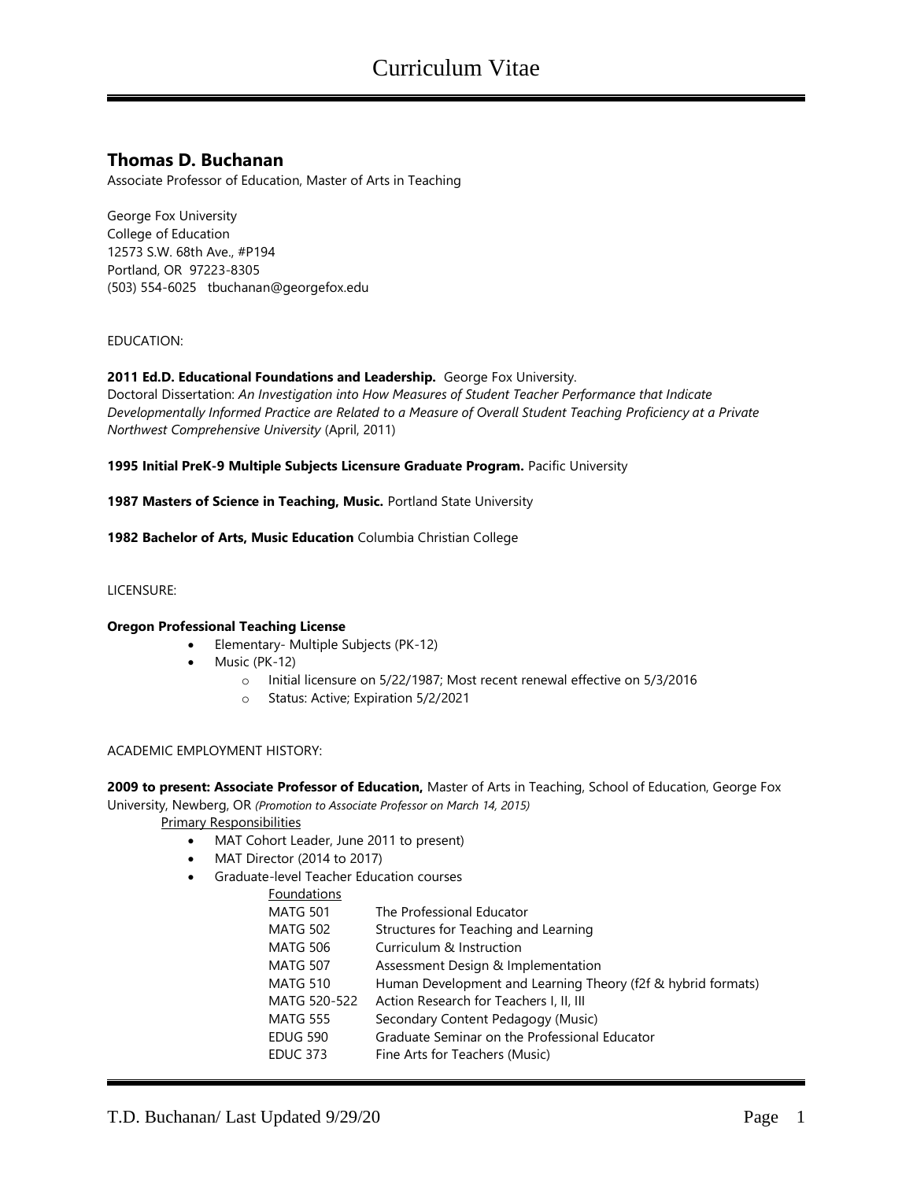# Curriculum Vitae

## Thomas D. Buchanan

Associate Professor of Education, Master of Arts in Teaching

George Fox University
College of Education
12573 S.W. 68th Ave., #P194
Portland, OR 97223-8305
(503) 554-6025 tbuchanan@georgefox.edu

EDUCATION:

**2011 Ed.D. Educational Foundations and Leadership.** George Fox University.
Doctoral Dissertation: *An Investigation into How Measures of Student Teacher Performance that Indicate Developmentally Informed Practice are Related to a Measure of Overall Student Teaching Proficiency at a Private Northwest Comprehensive University* (April, 2011)

**1995 Initial PreK-9 Multiple Subjects Licensure Graduate Program.** Pacific University

**1987 Masters of Science in Teaching, Music.** Portland State University

**1982 Bachelor of Arts, Music Education** Columbia Christian College

LICENSURE:

**Oregon Professional Teaching License**

- Elementary- Multiple Subjects (PK-12)
- Music (PK-12)
    - Initial licensure on 5/22/1987; Most recent renewal effective on 5/3/2016
    - Status: Active; Expiration 5/2/2021

ACADEMIC EMPLOYMENT HISTORY:

**2009 to present: Associate Professor of Education,** Master of Arts in Teaching, School of Education, George Fox University, Newberg, OR *(Promotion to Associate Professor on March 14, 2015)*

Primary Responsibilities

- MAT Cohort Leader, June 2011 to present)
- MAT Director (2014 to 2017)
- Graduate-level Teacher Education courses

Foundations

| | |
|---|---|
| MATG 501 | The Professional Educator |
| MATG 502 | Structures for Teaching and Learning |
| MATG 506 | Curriculum & Instruction |
| MATG 507 | Assessment Design & Implementation |
| MATG 510 | Human Development and Learning Theory (f2f & hybrid formats) |
| MATG 520-522 | Action Research for Teachers I, II, III |
| MATG 555 | Secondary Content Pedagogy (Music) |
| EDUG 590 | Graduate Seminar on the Professional Educator |
| EDUC 373 | Fine Arts for Teachers (Music) |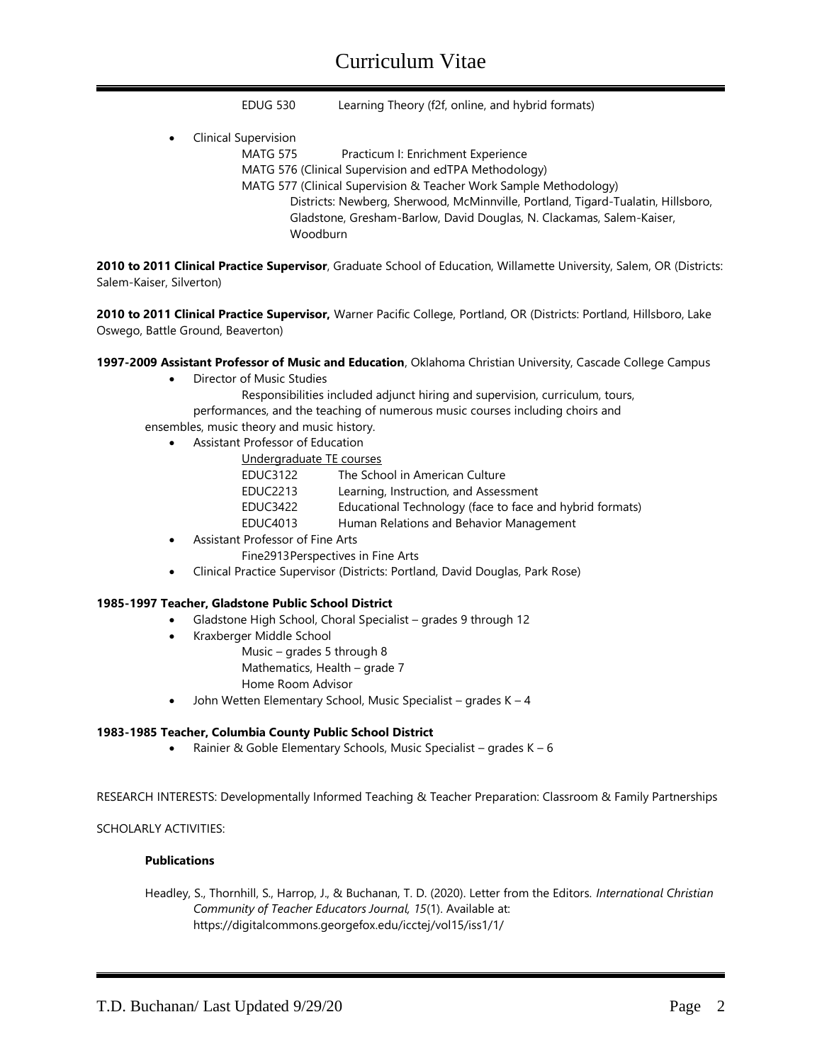EDUG 530 Learning Theory (f2f, online, and hybrid formats)

- Clinical Supervision
  - MATG 575 Practicum I: Enrichment Experience
  - MATG 576 (Clinical Supervision and edTPA Methodology)
  - MATG 577 (Clinical Supervision & Teacher Work Sample Methodology)
    - Districts: Newberg, Sherwood, McMinnville, Portland, Tigard-Tualatin, Hillsboro, Gladstone, Gresham-Barlow, David Douglas, N. Clackamas, Salem-Keizer, Woodburn

**2010 to 2011 Clinical Practice Supervisor**, Graduate School of Education, Willamette University, Salem, OR (Districts: Salem-Keizer, Silverton)

**2010 to 2011 Clinical Practice Supervisor,** Warner Pacific College, Portland, OR (Districts: Portland, Hillsboro, Lake Oswego, Battle Ground, Beaverton)

**1997-2009 Assistant Professor of Music and Education**, Oklahoma Christian University, Cascade College Campus

- Director of Music Studies
  - Responsibilities included adjunct hiring and supervision, curriculum, tours, performances, and the teaching of numerous music courses including choirs and ensembles, music theory and music history.
- Assistant Professor of Education
  - Undergraduate TE courses
    - EDUC3122 The School in American Culture
    - EDUC2213 Learning, Instruction, and Assessment
    - EDUC3422 Educational Technology (face to face and hybrid formats)
    - EDUC4013 Human Relations and Behavior Management
- Assistant Professor of Fine Arts
  - Fine2913 Perspectives in Fine Arts
- Clinical Practice Supervisor (Districts: Portland, David Douglas, Park Rose)

**1985-1997 Teacher, Gladstone Public School District**

- Gladstone High School, Choral Specialist – grades 9 through 12
- Kraxberger Middle School
  - Music – grades 5 through 8
  - Mathematics, Health – grade 7
  - Home Room Advisor
- John Wetten Elementary School, Music Specialist – grades K – 4

**1983-1985 Teacher, Columbia County Public School District**

- Rainier & Goble Elementary Schools, Music Specialist – grades K – 6

RESEARCH INTERESTS: Developmentally Informed Teaching & Teacher Preparation: Classroom & Family Partnerships

SCHOLARLY ACTIVITIES:

**Publications**

Headley, S., Thornhill, S., Harrop, J., & Buchanan, T. D. (2020). Letter from the Editors. *International Christian Community of Teacher Educators Journal, 15*(1). Available at: https://digitalcommons.georgefox.edu/icctej/vol15/iss1/1/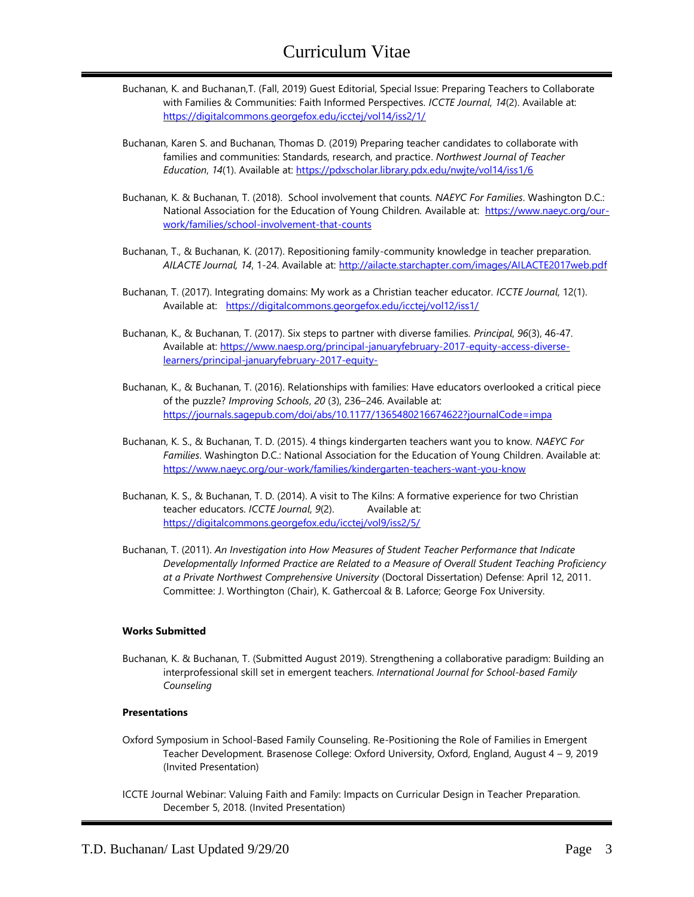Buchanan, K. and Buchanan,T. (Fall, 2019) Guest Editorial, Special Issue: Preparing Teachers to Collaborate with Families & Communities: Faith Informed Perspectives. *ICCTE Journal, 14*(2). Available at: https://digitalcommons.georgefox.edu/icctej/vol14/iss2/1/

Buchanan, Karen S. and Buchanan, Thomas D. (2019) Preparing teacher candidates to collaborate with families and communities: Standards, research, and practice. *Northwest Journal of Teacher Education*, *14*(1). Available at: https://pdxscholar.library.pdx.edu/nwjte/vol14/iss1/6

Buchanan, K. & Buchanan, T. (2018). School involvement that counts. *NAEYC For Families*. Washington D.C.: National Association for the Education of Young Children. Available at: https://www.naeyc.org/our-work/families/school-involvement-that-counts

Buchanan, T., & Buchanan, K. (2017). Repositioning family-community knowledge in teacher preparation. *AILACTE Journal, 14*, 1-24. Available at: http://ailacte.starchapter.com/images/AILACTE2017web.pdf

Buchanan, T. (2017). Integrating domains: My work as a Christian teacher educator. *ICCTE Journal*, 12(1). Available at: https://digitalcommons.georgefox.edu/icctej/vol12/iss1/

Buchanan, K., & Buchanan, T. (2017). Six steps to partner with diverse families. *Principal*, *96*(3), 46-47. Available at: https://www.naesp.org/principal-januaryfebruary-2017-equity-access-diverse-learners/principal-januaryfebruary-2017-equity-

Buchanan, K., & Buchanan, T. (2016). Relationships with families: Have educators overlooked a critical piece of the puzzle? *Improving Schools*, *20* (3), 236–246. Available at: https://journals.sagepub.com/doi/abs/10.1177/1365480216674622?journalCode=impa

Buchanan, K. S., & Buchanan, T. D. (2015). 4 things kindergarten teachers want you to know. *NAEYC For Families*. Washington D.C.: National Association for the Education of Young Children. Available at: https://www.naeyc.org/our-work/families/kindergarten-teachers-want-you-know

Buchanan, K. S., & Buchanan, T. D. (2014). A visit to The Kilns: A formative experience for two Christian teacher educators. *ICCTE Journal*, *9*(2). Available at: https://digitalcommons.georgefox.edu/icctej/vol9/iss2/5/

Buchanan, T. (2011). *An Investigation into How Measures of Student Teacher Performance that Indicate Developmentally Informed Practice are Related to a Measure of Overall Student Teaching Proficiency at a Private Northwest Comprehensive University* (Doctoral Dissertation) Defense: April 12, 2011. Committee: J. Worthington (Chair), K. Gathercoal & B. Laforce; George Fox University.

**Works Submitted**

Buchanan, K. & Buchanan, T. (Submitted August 2019). Strengthening a collaborative paradigm: Building an interprofessional skill set in emergent teachers. *International Journal for School-based Family Counseling*

**Presentations**

Oxford Symposium in School-Based Family Counseling. Re-Positioning the Role of Families in Emergent Teacher Development. Brasenose College: Oxford University, Oxford, England, August 4 – 9, 2019 (Invited Presentation)

ICCTE Journal Webinar: Valuing Faith and Family: Impacts on Curricular Design in Teacher Preparation. December 5, 2018. (Invited Presentation)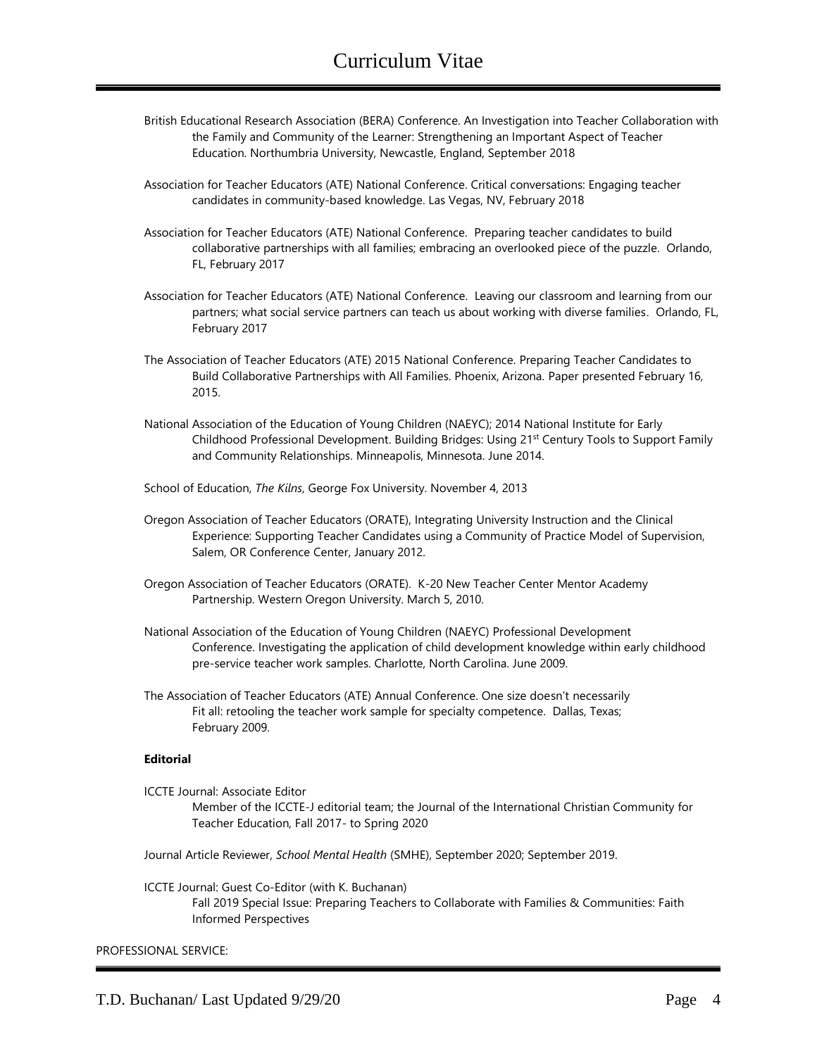British Educational Research Association (BERA) Conference. An Investigation into Teacher Collaboration with the Family and Community of the Learner: Strengthening an Important Aspect of Teacher Education. Northumbria University, Newcastle, England, September 2018

Association for Teacher Educators (ATE) National Conference. Critical conversations: Engaging teacher candidates in community-based knowledge. Las Vegas, NV, February 2018

Association for Teacher Educators (ATE) National Conference. Preparing teacher candidates to build collaborative partnerships with all families; embracing an overlooked piece of the puzzle. Orlando, FL, February 2017

Association for Teacher Educators (ATE) National Conference. Leaving our classroom and learning from our partners; what social service partners can teach us about working with diverse families. Orlando, FL, February 2017

The Association of Teacher Educators (ATE) 2015 National Conference. Preparing Teacher Candidates to Build Collaborative Partnerships with All Families. Phoenix, Arizona. Paper presented February 16, 2015.

National Association of the Education of Young Children (NAEYC); 2014 National Institute for Early Childhood Professional Development. Building Bridges: Using 21st Century Tools to Support Family and Community Relationships. Minneapolis, Minnesota. June 2014.

School of Education, *The Kilns*, George Fox University. November 4, 2013

Oregon Association of Teacher Educators (ORATE), Integrating University Instruction and the Clinical Experience: Supporting Teacher Candidates using a Community of Practice Model of Supervision, Salem, OR Conference Center, January 2012.

Oregon Association of Teacher Educators (ORATE). K-20 New Teacher Center Mentor Academy Partnership. Western Oregon University. March 5, 2010.

National Association of the Education of Young Children (NAEYC) Professional Development Conference. Investigating the application of child development knowledge within early childhood pre-service teacher work samples. Charlotte, North Carolina. June 2009.

The Association of Teacher Educators (ATE) Annual Conference. One size doesn't necessarily Fit all: retooling the teacher work sample for specialty competence. Dallas, Texas; February 2009.

**Editorial**

ICCTE Journal: Associate Editor
Member of the ICCTE-J editorial team; the Journal of the International Christian Community for Teacher Education, Fall 2017- to Spring 2020

Journal Article Reviewer, *School Mental Health* (SMHE), September 2020; September 2019.

ICCTE Journal: Guest Co-Editor (with K. Buchanan)
Fall 2019 Special Issue: Preparing Teachers to Collaborate with Families & Communities: Faith Informed Perspectives

PROFESSIONAL SERVICE: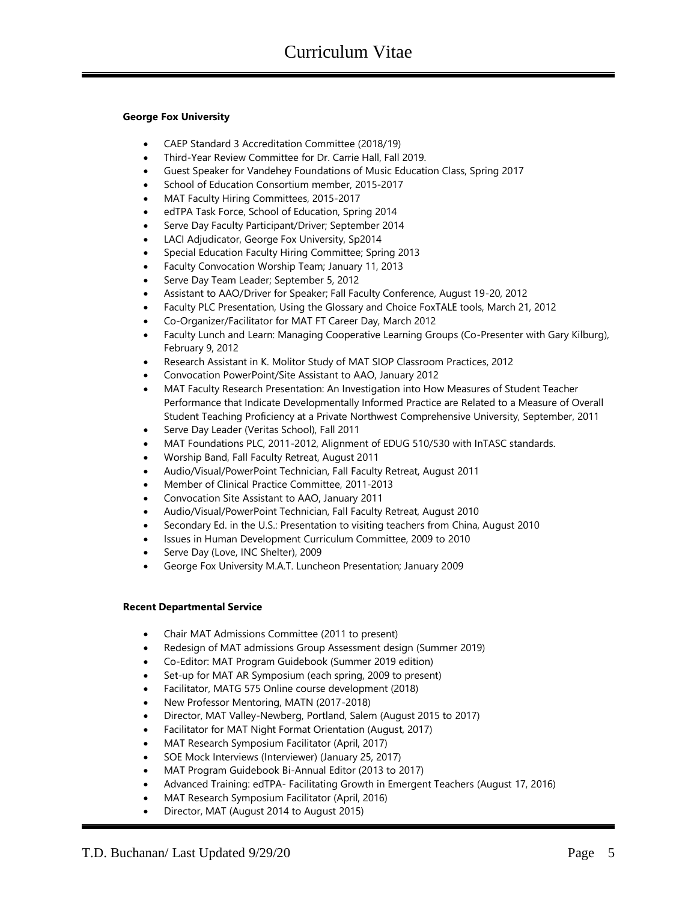**George Fox University**

- CAEP Standard 3 Accreditation Committee (2018/19)
- Third-Year Review Committee for Dr. Carrie Hall, Fall 2019.
- Guest Speaker for Vandehey Foundations of Music Education Class, Spring 2017
- School of Education Consortium member, 2015-2017
- MAT Faculty Hiring Committees, 2015-2017
- edTPA Task Force, School of Education, Spring 2014
- Serve Day Faculty Participant/Driver; September 2014
- LACI Adjudicator, George Fox University, Sp2014
- Special Education Faculty Hiring Committee; Spring 2013
- Faculty Convocation Worship Team; January 11, 2013
- Serve Day Team Leader; September 5, 2012
- Assistant to AAO/Driver for Speaker; Fall Faculty Conference, August 19-20, 2012
- Faculty PLC Presentation, Using the Glossary and Choice FoxTALE tools, March 21, 2012
- Co-Organizer/Facilitator for MAT FT Career Day, March 2012
- Faculty Lunch and Learn: Managing Cooperative Learning Groups (Co-Presenter with Gary Kilburg), February 9, 2012
- Research Assistant in K. Molitor Study of MAT SIOP Classroom Practices, 2012
- Convocation PowerPoint/Site Assistant to AAO, January 2012
- MAT Faculty Research Presentation: An Investigation into How Measures of Student Teacher Performance that Indicate Developmentally Informed Practice are Related to a Measure of Overall Student Teaching Proficiency at a Private Northwest Comprehensive University, September, 2011
- Serve Day Leader (Veritas School), Fall 2011
- MAT Foundations PLC, 2011-2012, Alignment of EDUG 510/530 with InTASC standards.
- Worship Band, Fall Faculty Retreat, August 2011
- Audio/Visual/PowerPoint Technician, Fall Faculty Retreat, August 2011
- Member of Clinical Practice Committee, 2011-2013
- Convocation Site Assistant to AAO, January 2011
- Audio/Visual/PowerPoint Technician, Fall Faculty Retreat, August 2010
- Secondary Ed. in the U.S.: Presentation to visiting teachers from China, August 2010
- Issues in Human Development Curriculum Committee, 2009 to 2010
- Serve Day (Love, INC Shelter), 2009
- George Fox University M.A.T. Luncheon Presentation; January 2009

**Recent Departmental Service**

- Chair MAT Admissions Committee (2011 to present)
- Redesign of MAT admissions Group Assessment design (Summer 2019)
- Co-Editor: MAT Program Guidebook (Summer 2019 edition)
- Set-up for MAT AR Symposium (each spring, 2009 to present)
- Facilitator, MATG 575 Online course development (2018)
- New Professor Mentoring, MATN (2017-2018)
- Director, MAT Valley-Newberg, Portland, Salem (August 2015 to 2017)
- Facilitator for MAT Night Format Orientation (August, 2017)
- MAT Research Symposium Facilitator (April, 2017)
- SOE Mock Interviews (Interviewer) (January 25, 2017)
- MAT Program Guidebook Bi-Annual Editor (2013 to 2017)
- Advanced Training: edTPA- Facilitating Growth in Emergent Teachers (August 17, 2016)
- MAT Research Symposium Facilitator (April, 2016)
- Director, MAT (August 2014 to August 2015)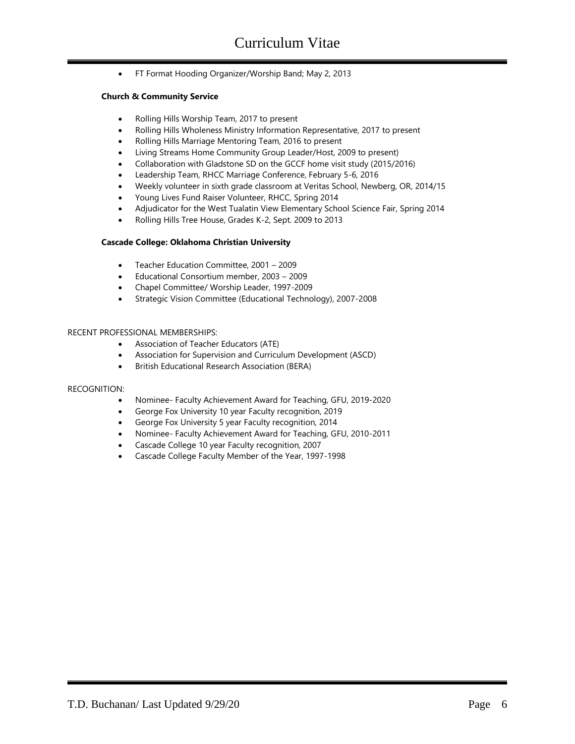- FT Format Hooding Organizer/Worship Band; May 2, 2013

**Church & Community Service**

- Rolling Hills Worship Team, 2017 to present
- Rolling Hills Wholeness Ministry Information Representative, 2017 to present
- Rolling Hills Marriage Mentoring Team, 2016 to present
- Living Streams Home Community Group Leader/Host, 2009 to present)
- Collaboration with Gladstone SD on the GCCF home visit study (2015/2016)
- Leadership Team, RHCC Marriage Conference, February 5-6, 2016
- Weekly volunteer in sixth grade classroom at Veritas School, Newberg, OR, 2014/15
- Young Lives Fund Raiser Volunteer, RHCC, Spring 2014
- Adjudicator for the West Tualatin View Elementary School Science Fair, Spring 2014
- Rolling Hills Tree House, Grades K-2, Sept. 2009 to 2013

**Cascade College: Oklahoma Christian University**

- Teacher Education Committee, 2001 – 2009
- Educational Consortium member, 2003 – 2009
- Chapel Committee/ Worship Leader, 1997-2009
- Strategic Vision Committee (Educational Technology), 2007-2008

RECENT PROFESSIONAL MEMBERSHIPS:

- Association of Teacher Educators (ATE)
- Association for Supervision and Curriculum Development (ASCD)
- British Educational Research Association (BERA)

RECOGNITION:

- Nominee- Faculty Achievement Award for Teaching, GFU, 2019-2020
- George Fox University 10 year Faculty recognition, 2019
- George Fox University 5 year Faculty recognition, 2014
- Nominee- Faculty Achievement Award for Teaching, GFU, 2010-2011
- Cascade College 10 year Faculty recognition, 2007
- Cascade College Faculty Member of the Year, 1997-1998